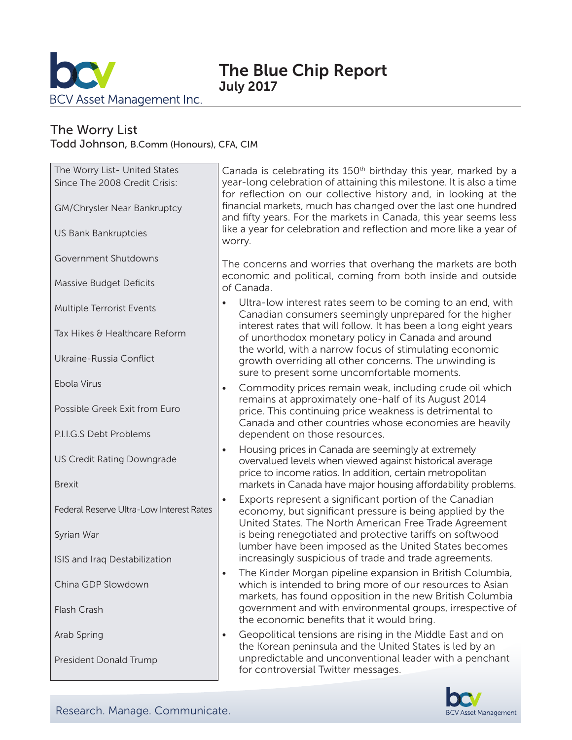# The Blue Chip Report
July 2017

BCV Asset Management Inc.

## The Worry List
Todd Johnson, B.Comm (Honours), CFA, CIM

> The Worry List- United States Since The 2008 Credit Crisis:
>
> GM/Chrysler Near Bankruptcy
>
> US Bank Bankruptcies
>
> Government Shutdowns
>
> Massive Budget Deficits
>
> Multiple Terrorist Events
>
> Tax Hikes & Healthcare Reform
>
> Ukraine-Russia Conflict
>
> Ebola Virus
>
> Possible Greek Exit from Euro
>
> P.I.I.G.S Debt Problems
>
> US Credit Rating Downgrade
>
> Brexit
>
> Federal Reserve Ultra-Low Interest Rates
>
> Syrian War
>
> ISIS and Iraq Destabilization
>
> China GDP Slowdown
>
> Flash Crash
>
> Arab Spring
>
> President Donald Trump

Canada is celebrating its 150th birthday this year, marked by a year-long celebration of attaining this milestone. It is also a time for reflection on our collective history and, in looking at the financial markets, much has changed over the last one hundred and fifty years. For the markets in Canada, this year seems less like a year for celebration and reflection and more like a year of worry.

The concerns and worries that overhang the markets are both economic and political, coming from both inside and outside of Canada.

- Ultra-low interest rates seem to be coming to an end, with Canadian consumers seemingly unprepared for the higher interest rates that will follow. It has been a long eight years of unorthodox monetary policy in Canada and around the world, with a narrow focus of stimulating economic growth overriding all other concerns. The unwinding is sure to present some uncomfortable moments.
- Commodity prices remain weak, including crude oil which remains at approximately one-half of its August 2014 price. This continuing price weakness is detrimental to Canada and other countries whose economies are heavily dependent on those resources.
- Housing prices in Canada are seemingly at extremely overvalued levels when viewed against historical average price to income ratios. In addition, certain metropolitan markets in Canada have major housing affordability problems.
- Exports represent a significant portion of the Canadian economy, but significant pressure is being applied by the United States. The North American Free Trade Agreement is being renegotiated and protective tariffs on softwood lumber have been imposed as the United States becomes increasingly suspicious of trade and trade agreements.
- The Kinder Morgan pipeline expansion in British Columbia, which is intended to bring more of our resources to Asian markets, has found opposition in the new British Columbia government and with environmental groups, irrespective of the economic benefits that it would bring.
- Geopolitical tensions are rising in the Middle East and on the Korean peninsula and the United States is led by an unpredictable and unconventional leader with a penchant for controversial Twitter messages.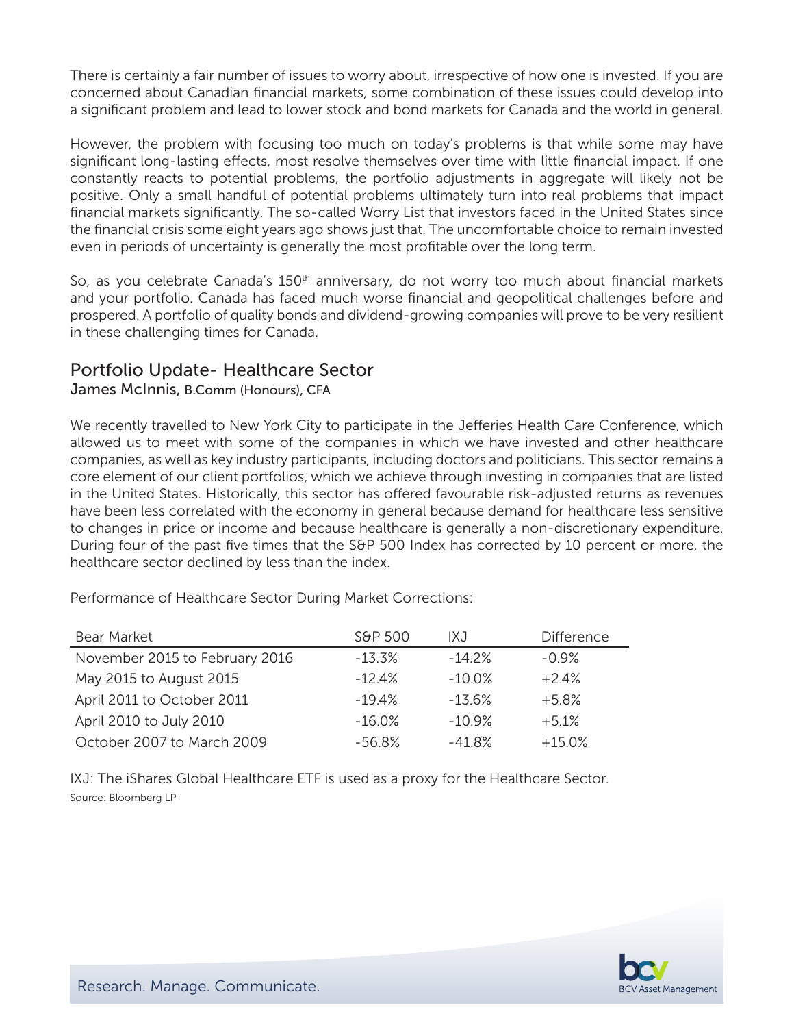There is certainly a fair number of issues to worry about, irrespective of how one is invested. If you are concerned about Canadian financial markets, some combination of these issues could develop into a significant problem and lead to lower stock and bond markets for Canada and the world in general.

However, the problem with focusing too much on today's problems is that while some may have significant long-lasting effects, most resolve themselves over time with little financial impact. If one constantly reacts to potential problems, the portfolio adjustments in aggregate will likely not be positive. Only a small handful of potential problems ultimately turn into real problems that impact financial markets significantly. The so-called Worry List that investors faced in the United States since the financial crisis some eight years ago shows just that. The uncomfortable choice to remain invested even in periods of uncertainty is generally the most profitable over the long term.

So, as you celebrate Canada's 150th anniversary, do not worry too much about financial markets and your portfolio. Canada has faced much worse financial and geopolitical challenges before and prospered. A portfolio of quality bonds and dividend-growing companies will prove to be very resilient in these challenging times for Canada.

## Portfolio Update- Healthcare Sector

James McInnis, B.Comm (Honours), CFA

We recently travelled to New York City to participate in the Jefferies Health Care Conference, which allowed us to meet with some of the companies in which we have invested and other healthcare companies, as well as key industry participants, including doctors and politicians. This sector remains a core element of our client portfolios, which we achieve through investing in companies that are listed in the United States. Historically, this sector has offered favourable risk-adjusted returns as revenues have been less correlated with the economy in general because demand for healthcare less sensitive to changes in price or income and because healthcare is generally a non-discretionary expenditure. During four of the past five times that the S&P 500 Index has corrected by 10 percent or more, the healthcare sector declined by less than the index.

Performance of Healthcare Sector During Market Corrections:

| Bear Market | S&P 500 | IXJ | Difference |
|---|---|---|---|
| November 2015 to February 2016 | -13.3% | -14.2% | -0.9% |
| May 2015 to August 2015 | -12.4% | -10.0% | +2.4% |
| April 2011 to October 2011 | -19.4% | -13.6% | +5.8% |
| April 2010 to July 2010 | -16.0% | -10.9% | +5.1% |
| October 2007 to March 2009 | -56.8% | -41.8% | +15.0% |

IXJ: The iShares Global Healthcare ETF is used as a proxy for the Healthcare Sector.

Source: Bloomberg LP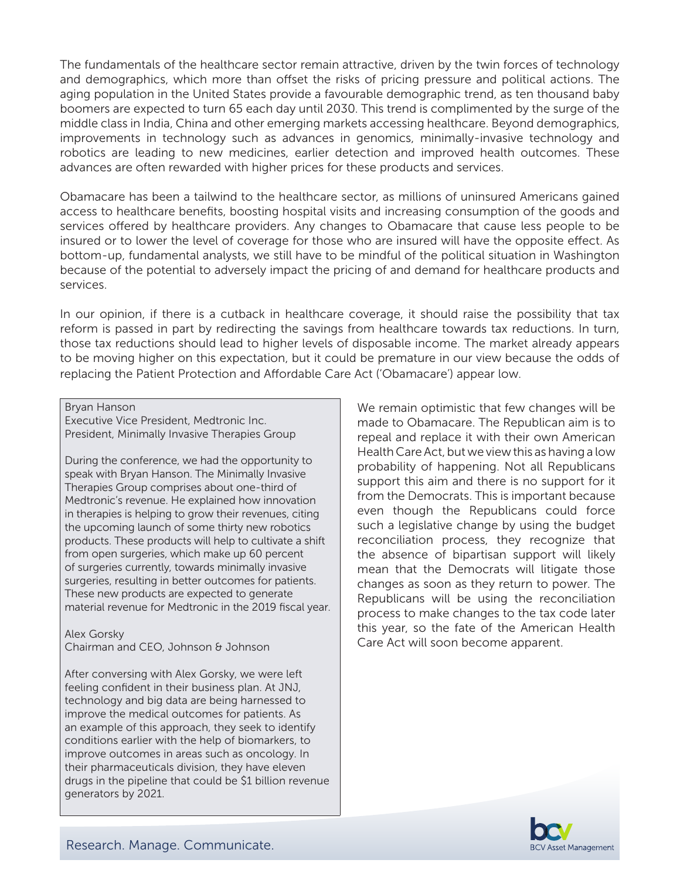The fundamentals of the healthcare sector remain attractive, driven by the twin forces of technology and demographics, which more than offset the risks of pricing pressure and political actions. The aging population in the United States provide a favourable demographic trend, as ten thousand baby boomers are expected to turn 65 each day until 2030. This trend is complimented by the surge of the middle class in India, China and other emerging markets accessing healthcare. Beyond demographics, improvements in technology such as advances in genomics, minimally-invasive technology and robotics are leading to new medicines, earlier detection and improved health outcomes. These advances are often rewarded with higher prices for these products and services.

Obamacare has been a tailwind to the healthcare sector, as millions of uninsured Americans gained access to healthcare benefits, boosting hospital visits and increasing consumption of the goods and services offered by healthcare providers. Any changes to Obamacare that cause less people to be insured or to lower the level of coverage for those who are insured will have the opposite effect. As bottom-up, fundamental analysts, we still have to be mindful of the political situation in Washington because of the potential to adversely impact the pricing of and demand for healthcare products and services.

In our opinion, if there is a cutback in healthcare coverage, it should raise the possibility that tax reform is passed in part by redirecting the savings from healthcare towards tax reductions. In turn, those tax reductions should lead to higher levels of disposable income. The market already appears to be moving higher on this expectation, but it could be premature in our view because the odds of replacing the Patient Protection and Affordable Care Act ('Obamacare') appear low.

Bryan Hanson
Executive Vice President, Medtronic Inc.
President, Minimally Invasive Therapies Group

During the conference, we had the opportunity to speak with Bryan Hanson. The Minimally Invasive Therapies Group comprises about one-third of Medtronic's revenue. He explained how innovation in therapies is helping to grow their revenues, citing the upcoming launch of some thirty new robotics products. These products will help to cultivate a shift from open surgeries, which make up 60 percent of surgeries currently, towards minimally invasive surgeries, resulting in better outcomes for patients. These new products are expected to generate material revenue for Medtronic in the 2019 fiscal year.

Alex Gorsky
Chairman and CEO, Johnson & Johnson

After conversing with Alex Gorsky, we were left feeling confident in their business plan. At JNJ, technology and big data are being harnessed to improve the medical outcomes for patients. As an example of this approach, they seek to identify conditions earlier with the help of biomarkers, to improve outcomes in areas such as oncology. In their pharmaceuticals division, they have eleven drugs in the pipeline that could be $1 billion revenue generators by 2021.

We remain optimistic that few changes will be made to Obamacare. The Republican aim is to repeal and replace it with their own American Health Care Act, but we view this as having a low probability of happening. Not all Republicans support this aim and there is no support for it from the Democrats. This is important because even though the Republicans could force such a legislative change by using the budget reconciliation process, they recognize that the absence of bipartisan support will likely mean that the Democrats will litigate those changes as soon as they return to power. The Republicans will be using the reconciliation process to make changes to the tax code later this year, so the fate of the American Health Care Act will soon become apparent.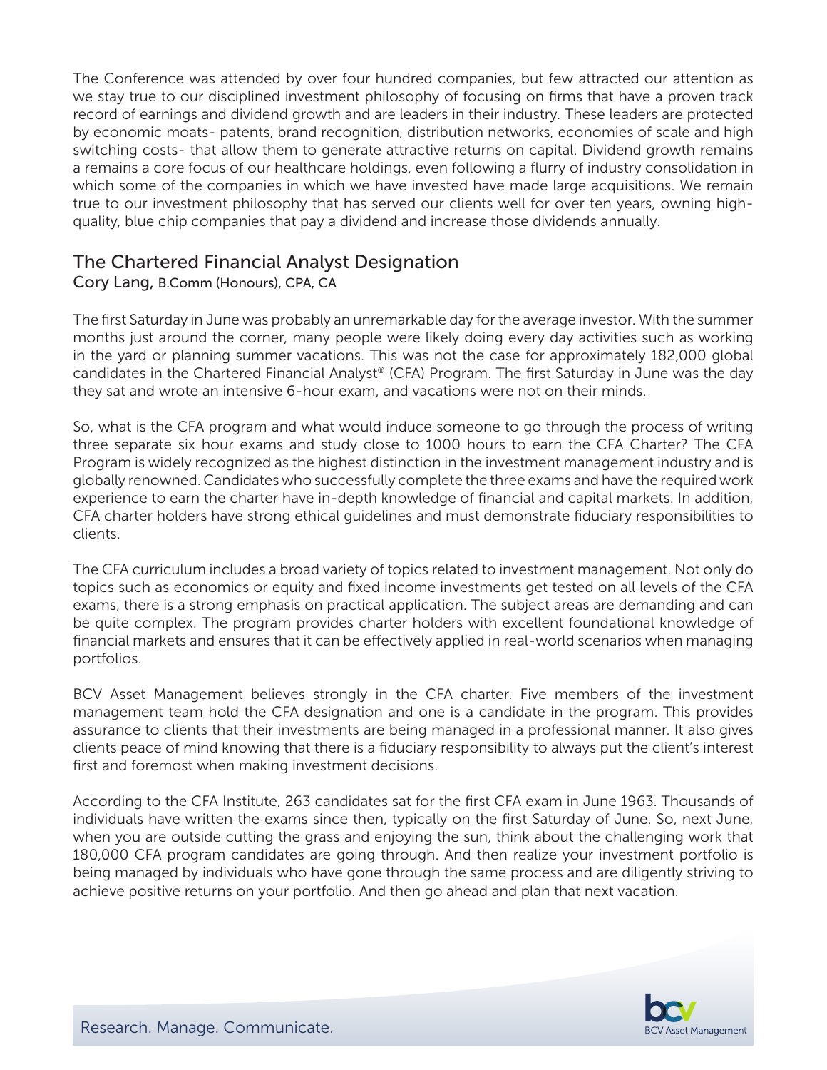The Conference was attended by over four hundred companies, but few attracted our attention as we stay true to our disciplined investment philosophy of focusing on firms that have a proven track record of earnings and dividend growth and are leaders in their industry. These leaders are protected by economic moats- patents, brand recognition, distribution networks, economies of scale and high switching costs- that allow them to generate attractive returns on capital. Dividend growth remains a remains a core focus of our healthcare holdings, even following a flurry of industry consolidation in which some of the companies in which we have invested have made large acquisitions. We remain true to our investment philosophy that has served our clients well for over ten years, owning high-quality, blue chip companies that pay a dividend and increase those dividends annually.

## The Chartered Financial Analyst Designation

Cory Lang, B.Comm (Honours), CPA, CA

The first Saturday in June was probably an unremarkable day for the average investor. With the summer months just around the corner, many people were likely doing every day activities such as working in the yard or planning summer vacations. This was not the case for approximately 182,000 global candidates in the Chartered Financial Analyst® (CFA) Program. The first Saturday in June was the day they sat and wrote an intensive 6-hour exam, and vacations were not on their minds.

So, what is the CFA program and what would induce someone to go through the process of writing three separate six hour exams and study close to 1000 hours to earn the CFA Charter? The CFA Program is widely recognized as the highest distinction in the investment management industry and is globally renowned. Candidates who successfully complete the three exams and have the required work experience to earn the charter have in-depth knowledge of financial and capital markets. In addition, CFA charter holders have strong ethical guidelines and must demonstrate fiduciary responsibilities to clients.

The CFA curriculum includes a broad variety of topics related to investment management. Not only do topics such as economics or equity and fixed income investments get tested on all levels of the CFA exams, there is a strong emphasis on practical application. The subject areas are demanding and can be quite complex. The program provides charter holders with excellent foundational knowledge of financial markets and ensures that it can be effectively applied in real-world scenarios when managing portfolios.

BCV Asset Management believes strongly in the CFA charter. Five members of the investment management team hold the CFA designation and one is a candidate in the program. This provides assurance to clients that their investments are being managed in a professional manner. It also gives clients peace of mind knowing that there is a fiduciary responsibility to always put the client's interest first and foremost when making investment decisions.

According to the CFA Institute, 263 candidates sat for the first CFA exam in June 1963. Thousands of individuals have written the exams since then, typically on the first Saturday of June. So, next June, when you are outside cutting the grass and enjoying the sun, think about the challenging work that 180,000 CFA program candidates are going through. And then realize your investment portfolio is being managed by individuals who have gone through the same process and are diligently striving to achieve positive returns on your portfolio. And then go ahead and plan that next vacation.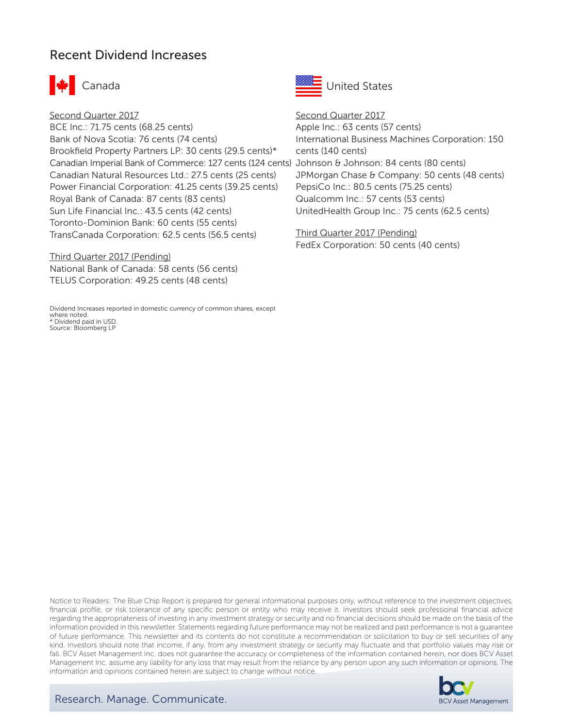## Recent Dividend Increases

### Canada

Second Quarter 2017

BCE Inc.: 71.75 cents (68.25 cents)
Bank of Nova Scotia: 76 cents (74 cents)
Brookfield Property Partners LP: 30 cents (29.5 cents)*
Canadian Imperial Bank of Commerce: 127 cents (124 cents)
Canadian Natural Resources Ltd.: 27.5 cents (25 cents)
Power Financial Corporation: 41.25 cents (39.25 cents)
Royal Bank of Canada: 87 cents (83 cents)
Sun Life Financial Inc.: 43.5 cents (42 cents)
Toronto-Dominion Bank: 60 cents (55 cents)
TransCanada Corporation: 62.5 cents (56.5 cents)

Third Quarter 2017 (Pending)

National Bank of Canada: 58 cents (56 cents)
TELUS Corporation: 49.25 cents (48 cents)

Dividend Increases reported in domestic currency of common shares, except where noted.
* Dividend paid in USD.
Source: Bloomberg LP

### United States

Second Quarter 2017

Apple Inc.: 63 cents (57 cents)
International Business Machines Corporation: 150 cents (140 cents)
Johnson & Johnson: 84 cents (80 cents)
JPMorgan Chase & Company: 50 cents (48 cents)
PepsiCo Inc.: 80.5 cents (75.25 cents)
Qualcomm Inc.: 57 cents (53 cents)
UnitedHealth Group Inc.: 75 cents (62.5 cents)

Third Quarter 2017 (Pending)

FedEx Corporation: 50 cents (40 cents)

Notice to Readers: The Blue Chip Report is prepared for general informational purposes only, without reference to the investment objectives, financial profile, or risk tolerance of any specific person or entity who may receive it. Investors should seek professional financial advice regarding the appropriateness of investing in any investment strategy or security and no financial decisions should be made on the basis of the information provided in this newsletter. Statements regarding future performance may not be realized and past performance is not a guarantee of future performance. This newsletter and its contents do not constitute a recommendation or solicitation to buy or sell securities of any kind. Investors should note that income, if any, from any investment strategy or security may fluctuate and that portfolio values may rise or fall. BCV Asset Management Inc. does not guarantee the accuracy or completeness of the information contained herein, nor does BCV Asset Management Inc. assume any liability for any loss that may result from the reliance by any person upon any such information or opinions. The information and opinions contained herein are subject to change without notice.

Research. Manage. Communicate.

BCV Asset Management